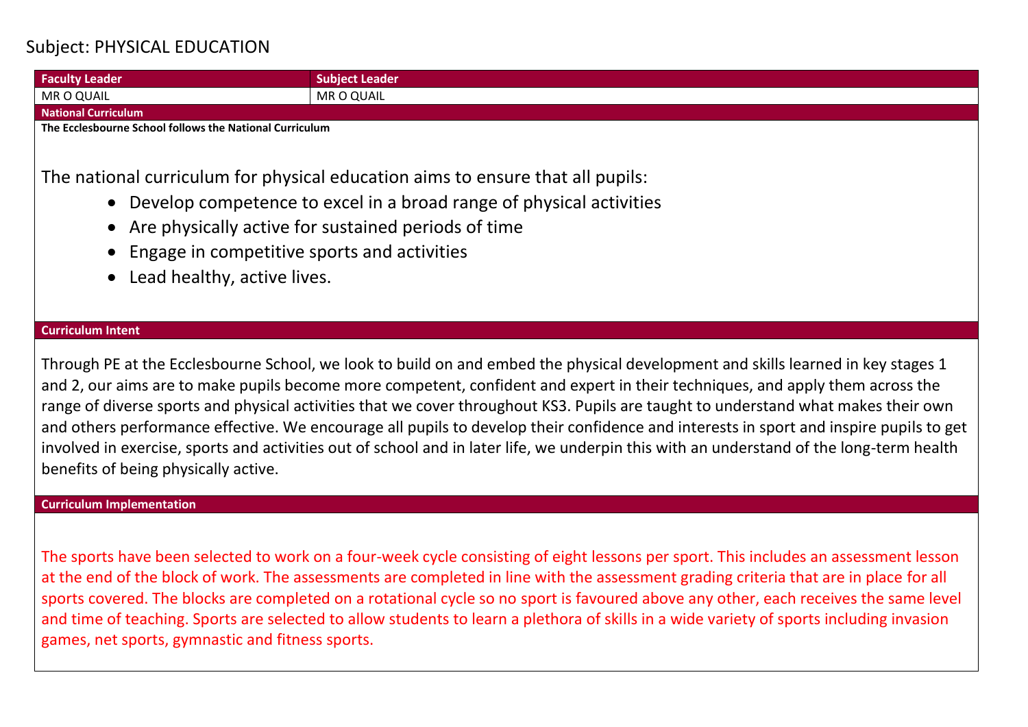Subject: PHYSICAL EDUCATION

| Faculty Leader | Subject Leader |
| --- | --- |
| MR O QUAIL | MR O QUAIL |

**National Curriculum**

**The Ecclesbourne School follows the National Curriculum**

The national curriculum for physical education aims to ensure that all pupils:

- Develop competence to excel in a broad range of physical activities
- Are physically active for sustained periods of time
- Engage in competitive sports and activities
- Lead healthy, active lives.

**Curriculum Intent**

Through PE at the Ecclesbourne School, we look to build on and embed the physical development and skills learned in key stages 1 and 2, our aims are to make pupils become more competent, confident and expert in their techniques, and apply them across the range of diverse sports and physical activities that we cover throughout KS3. Pupils are taught to understand what makes their own and others performance effective. We encourage all pupils to develop their confidence and interests in sport and inspire pupils to get involved in exercise, sports and activities out of school and in later life, we underpin this with an understand of the long-term health benefits of being physically active.

**Curriculum Implementation**

The sports have been selected to work on a four-week cycle consisting of eight lessons per sport. This includes an assessment lesson at the end of the block of work. The assessments are completed in line with the assessment grading criteria that are in place for all sports covered. The blocks are completed on a rotational cycle so no sport is favoured above any other, each receives the same level and time of teaching. Sports are selected to allow students to learn a plethora of skills in a wide variety of sports including invasion games, net sports, gymnastic and fitness sports.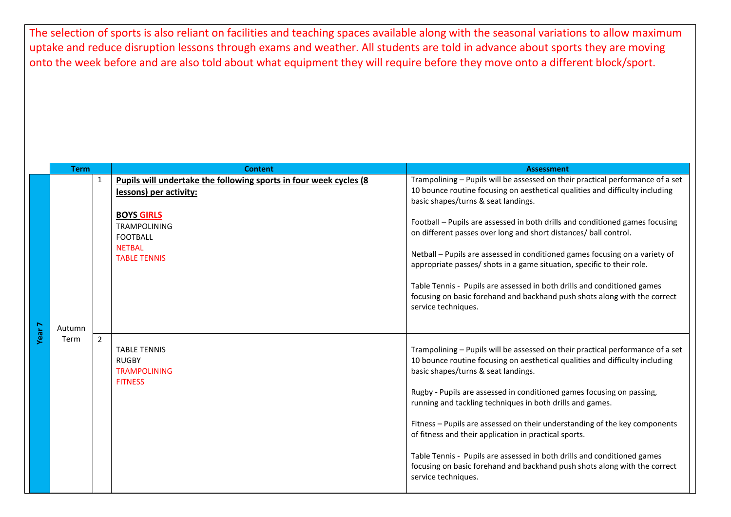The selection of sports is also reliant on facilities and teaching spaces available along with the seasonal variations to allow maximum uptake and reduce disruption lessons through exams and weather. All students are told in advance about sports they are moving onto the week before and are also told about what equipment they will require before they move onto a different block/sport.

| | Term | | Content | Assessment |
|---|---|---|---|---|
| Year 7 | Autumn Term | 1 | **Pupils will undertake the following sports in four week cycles (8 lessons) per activity:**<br><br>**BOYS GIRLS**<br>TRAMPOLINING<br>FOOTBALL<br>NETBAL<br>TABLE TENNIS | Trampolining – Pupils will be assessed on their practical performance of a set 10 bounce routine focusing on aesthetical qualities and difficulty including basic shapes/turns & seat landings.<br><br>Football – Pupils are assessed in both drills and conditioned games focusing on different passes over long and short distances/ ball control.<br><br>Netball – Pupils are assessed in conditioned games focusing on a variety of appropriate passes/ shots in a game situation, specific to their role.<br><br>Table Tennis - Pupils are assessed in both drills and conditioned games focusing on basic forehand and backhand push shots along with the correct service techniques. |
| | | 2 | TABLE TENNIS<br>RUGBY<br>TRAMPOLINING<br>FITNESS | Trampolining – Pupils will be assessed on their practical performance of a set 10 bounce routine focusing on aesthetical qualities and difficulty including basic shapes/turns & seat landings.<br><br>Rugby - Pupils are assessed in conditioned games focusing on passing, running and tackling techniques in both drills and games.<br><br>Fitness – Pupils are assessed on their understanding of the key components of fitness and their application in practical sports.<br><br>Table Tennis - Pupils are assessed in both drills and conditioned games focusing on basic forehand and backhand push shots along with the correct service techniques. |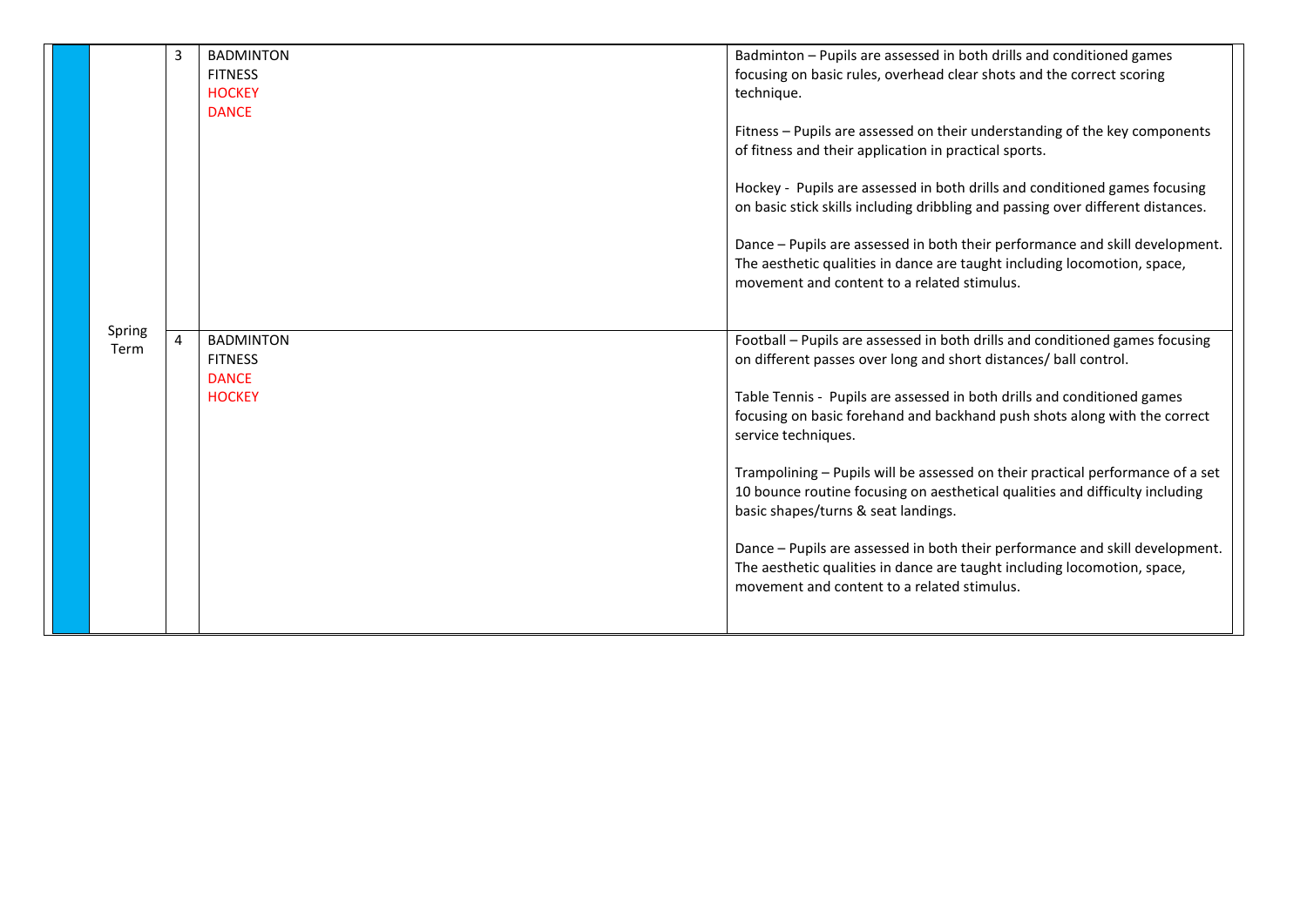| | | | | |
|---|---|---|---|---|
| | Spring Term | 3 | BADMINTON<br>FITNESS<br>HOCKEY<br>DANCE | Badminton – Pupils are assessed in both drills and conditioned games focusing on basic rules, overhead clear shots and the correct scoring technique.<br><br>Fitness – Pupils are assessed on their understanding of the key components of fitness and their application in practical sports.<br><br>Hockey - Pupils are assessed in both drills and conditioned games focusing on basic stick skills including dribbling and passing over different distances.<br><br>Dance – Pupils are assessed in both their performance and skill development. The aesthetic qualities in dance are taught including locomotion, space, movement and content to a related stimulus. |
| | | 4 | BADMINTON<br>FITNESS<br>DANCE<br>HOCKEY | Football – Pupils are assessed in both drills and conditioned games focusing on different passes over long and short distances/ ball control.<br><br>Table Tennis - Pupils are assessed in both drills and conditioned games focusing on basic forehand and backhand push shots along with the correct service techniques.<br><br>Trampolining – Pupils will be assessed on their practical performance of a set 10 bounce routine focusing on aesthetical qualities and difficulty including basic shapes/turns & seat landings.<br><br>Dance – Pupils are assessed in both their performance and skill development. The aesthetic qualities in dance are taught including locomotion, space, movement and content to a related stimulus. |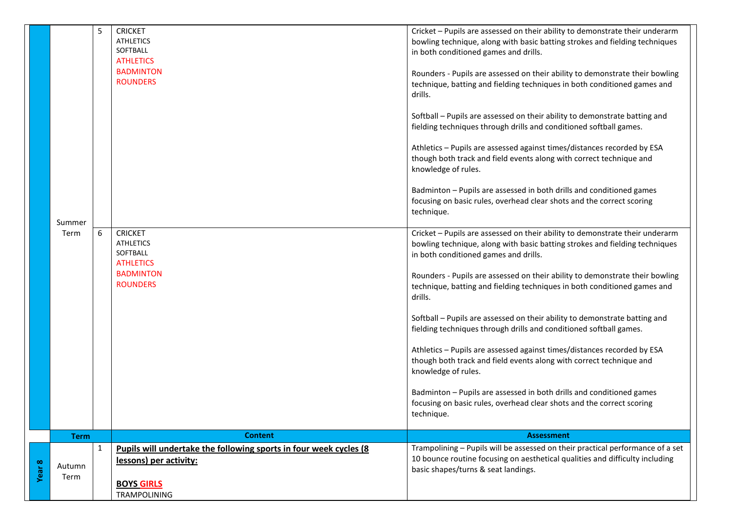| | | | | |
|---|---|---|---|---|
| | Summer Term | 5 | CRICKET<br>ATHLETICS<br>SOFTBALL<br>ATHLETICS<br>BADMINTON<br>ROUNDERS | Cricket – Pupils are assessed on their ability to demonstrate their underarm bowling technique, along with basic batting strokes and fielding techniques in both conditioned games and drills.<br><br>Rounders - Pupils are assessed on their ability to demonstrate their bowling technique, batting and fielding techniques in both conditioned games and drills.<br><br>Softball – Pupils are assessed on their ability to demonstrate batting and fielding techniques through drills and conditioned softball games.<br><br>Athletics – Pupils are assessed against times/distances recorded by ESA though both track and field events along with correct technique and knowledge of rules.<br><br>Badminton – Pupils are assessed in both drills and conditioned games focusing on basic rules, overhead clear shots and the correct scoring technique. |
| | | 6 | CRICKET<br>ATHLETICS<br>SOFTBALL<br>ATHLETICS<br>BADMINTON<br>ROUNDERS | Cricket – Pupils are assessed on their ability to demonstrate their underarm bowling technique, along with basic batting strokes and fielding techniques in both conditioned games and drills.<br><br>Rounders - Pupils are assessed on their ability to demonstrate their bowling technique, batting and fielding techniques in both conditioned games and drills.<br><br>Softball – Pupils are assessed on their ability to demonstrate batting and fielding techniques through drills and conditioned softball games.<br><br>Athletics – Pupils are assessed against times/distances recorded by ESA though both track and field events along with correct technique and knowledge of rules.<br><br>Badminton – Pupils are assessed in both drills and conditioned games focusing on basic rules, overhead clear shots and the correct scoring technique. |
| | **Term** | | **Content** | **Assessment** |
| **Year 8** | Autumn Term | 1 | **Pupils will undertake the following sports in four week cycles (8 lessons) per activity:**<br><br>**BOYS GIRLS**<br>TRAMPOLINING | Trampolining – Pupils will be assessed on their practical performance of a set 10 bounce routine focusing on aesthetical qualities and difficulty including basic shapes/turns & seat landings. |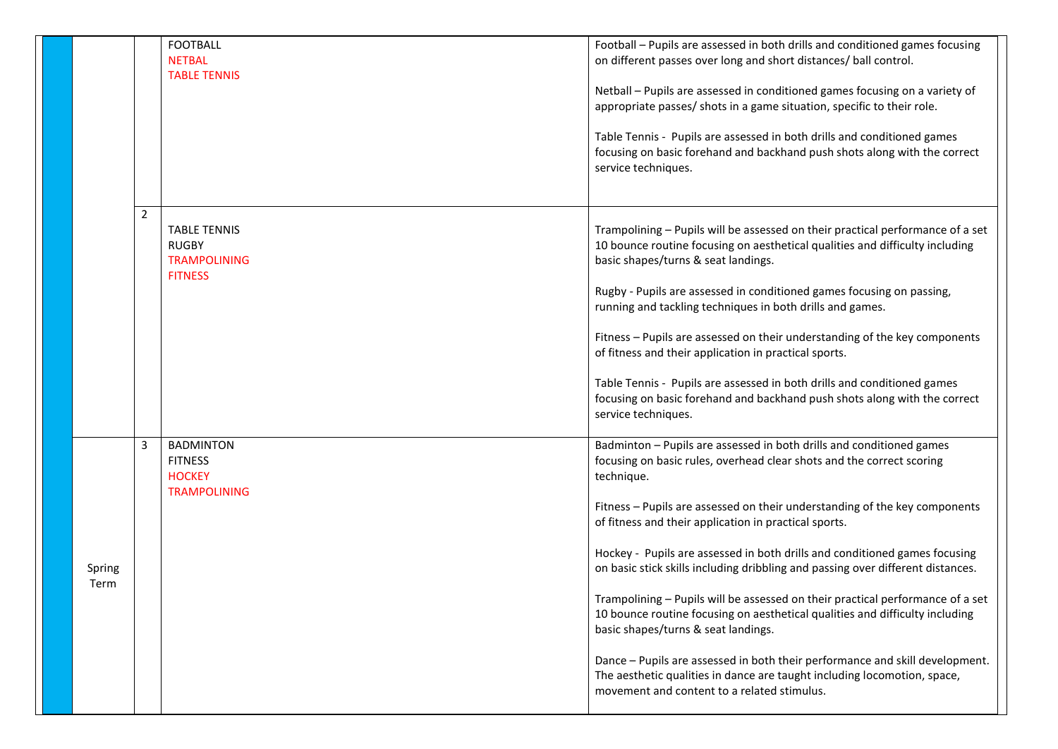| | | | | |
|---|---|---|---|---|
| | | | FOOTBALL<br>NETBAL<br>TABLE TENNIS | Football – Pupils are assessed in both drills and conditioned games focusing on different passes over long and short distances/ ball control.<br><br>Netball – Pupils are assessed in conditioned games focusing on a variety of appropriate passes/ shots in a game situation, specific to their role.<br><br>Table Tennis - Pupils are assessed in both drills and conditioned games focusing on basic forehand and backhand push shots along with the correct service techniques. |
| | | 2 | TABLE TENNIS<br>RUGBY<br>TRAMPOLINING<br>FITNESS | Trampolining – Pupils will be assessed on their practical performance of a set 10 bounce routine focusing on aesthetical qualities and difficulty including basic shapes/turns & seat landings.<br><br>Rugby - Pupils are assessed in conditioned games focusing on passing, running and tackling techniques in both drills and games.<br><br>Fitness – Pupils are assessed on their understanding of the key components of fitness and their application in practical sports.<br><br>Table Tennis - Pupils are assessed in both drills and conditioned games focusing on basic forehand and backhand push shots along with the correct service techniques. |
| | Spring Term | 3 | BADMINTON<br>FITNESS<br>HOCKEY<br>TRAMPOLINING | Badminton – Pupils are assessed in both drills and conditioned games focusing on basic rules, overhead clear shots and the correct scoring technique.<br><br>Fitness – Pupils are assessed on their understanding of the key components of fitness and their application in practical sports.<br><br>Hockey - Pupils are assessed in both drills and conditioned games focusing on basic stick skills including dribbling and passing over different distances.<br><br>Trampolining – Pupils will be assessed on their practical performance of a set 10 bounce routine focusing on aesthetical qualities and difficulty including basic shapes/turns & seat landings.<br><br>Dance – Pupils are assessed in both their performance and skill development. The aesthetic qualities in dance are taught including locomotion, space, movement and content to a related stimulus. |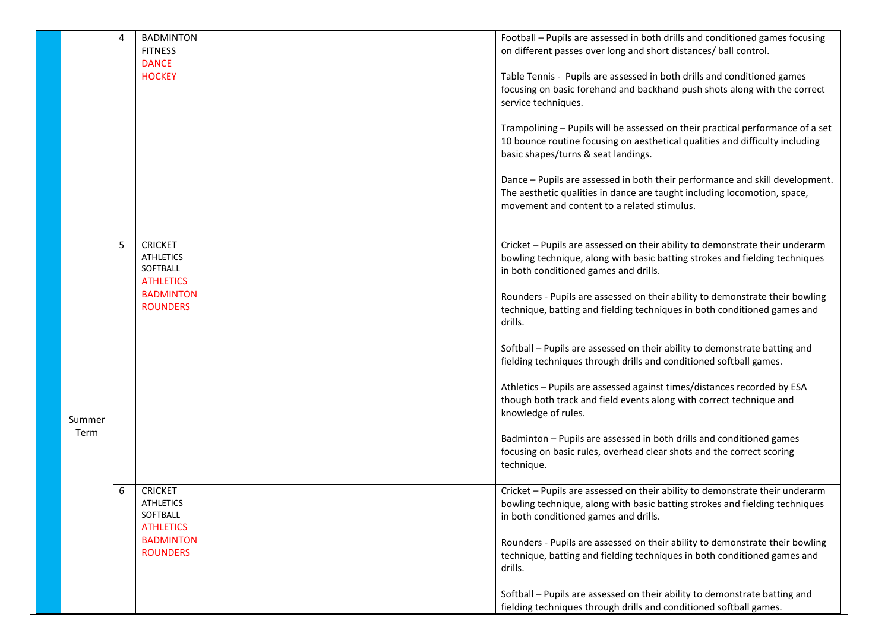| | | | | |
|---|---|---|---|---|
| | | 4 | BADMINTON<br>FITNESS<br>DANCE<br>HOCKEY | Football – Pupils are assessed in both drills and conditioned games focusing on different passes over long and short distances/ ball control.<br><br>Table Tennis - Pupils are assessed in both drills and conditioned games focusing on basic forehand and backhand push shots along with the correct service techniques.<br><br>Trampolining – Pupils will be assessed on their practical performance of a set 10 bounce routine focusing on aesthetical qualities and difficulty including basic shapes/turns & seat landings.<br><br>Dance – Pupils are assessed in both their performance and skill development. The aesthetic qualities in dance are taught including locomotion, space, movement and content to a related stimulus. |
| | Summer Term | 5 | CRICKET<br>ATHLETICS<br>SOFTBALL<br>ATHLETICS<br>BADMINTON<br>ROUNDERS | Cricket – Pupils are assessed on their ability to demonstrate their underarm bowling technique, along with basic batting strokes and fielding techniques in both conditioned games and drills.<br><br>Rounders - Pupils are assessed on their ability to demonstrate their bowling technique, batting and fielding techniques in both conditioned games and drills.<br><br>Softball – Pupils are assessed on their ability to demonstrate batting and fielding techniques through drills and conditioned softball games.<br><br>Athletics – Pupils are assessed against times/distances recorded by ESA though both track and field events along with correct technique and knowledge of rules.<br><br>Badminton – Pupils are assessed in both drills and conditioned games focusing on basic rules, overhead clear shots and the correct scoring technique. |
| | | 6 | CRICKET<br>ATHLETICS<br>SOFTBALL<br>ATHLETICS<br>BADMINTON<br>ROUNDERS | Cricket – Pupils are assessed on their ability to demonstrate their underarm bowling technique, along with basic batting strokes and fielding techniques in both conditioned games and drills.<br><br>Rounders - Pupils are assessed on their ability to demonstrate their bowling technique, batting and fielding techniques in both conditioned games and drills.<br><br>Softball – Pupils are assessed on their ability to demonstrate batting and fielding techniques through drills and conditioned softball games. |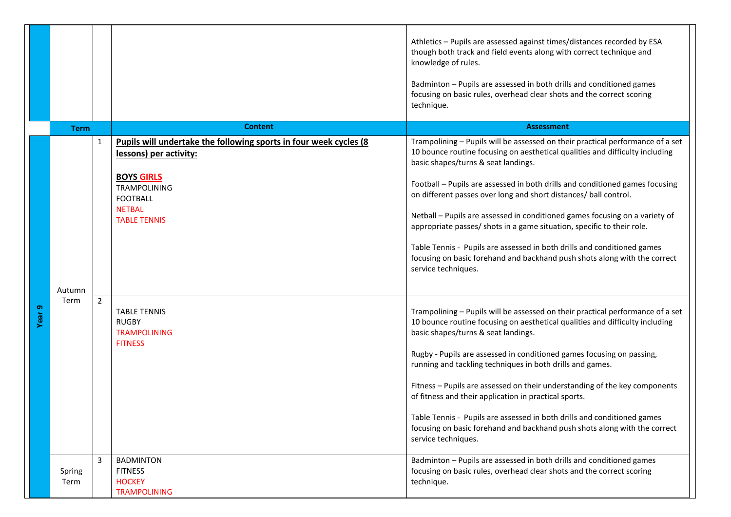| | | | | |
|---|---|---|---|---|
| | | | | Athletics – Pupils are assessed against times/distances recorded by ESA though both track and field events along with correct technique and knowledge of rules.<br><br>Badminton – Pupils are assessed in both drills and conditioned games focusing on basic rules, overhead clear shots and the correct scoring technique. |
| | **Term** | | **Content** | **Assessment** |
| **Year 9** | Autumn Term | 1 | **Pupils will undertake the following sports in four week cycles (8 lessons) per activity:**<br><br>**BOYS GIRLS**<br>TRAMPOLINING<br>FOOTBALL<br>NETBAL<br>TABLE TENNIS | Trampolining – Pupils will be assessed on their practical performance of a set 10 bounce routine focusing on aesthetical qualities and difficulty including basic shapes/turns & seat landings.<br><br>Football – Pupils are assessed in both drills and conditioned games focusing on different passes over long and short distances/ ball control.<br><br>Netball – Pupils are assessed in conditioned games focusing on a variety of appropriate passes/ shots in a game situation, specific to their role.<br><br>Table Tennis - Pupils are assessed in both drills and conditioned games focusing on basic forehand and backhand push shots along with the correct service techniques. |
| | | 2 | TABLE TENNIS<br>RUGBY<br>TRAMPOLINING<br>FITNESS | Trampolining – Pupils will be assessed on their practical performance of a set 10 bounce routine focusing on aesthetical qualities and difficulty including basic shapes/turns & seat landings.<br><br>Rugby - Pupils are assessed in conditioned games focusing on passing, running and tackling techniques in both drills and games.<br><br>Fitness – Pupils are assessed on their understanding of the key components of fitness and their application in practical sports.<br><br>Table Tennis - Pupils are assessed in both drills and conditioned games focusing on basic forehand and backhand push shots along with the correct service techniques. |
| | Spring Term | 3 | BADMINTON<br>FITNESS<br>HOCKEY<br>TRAMPOLINING | Badminton – Pupils are assessed in both drills and conditioned games focusing on basic rules, overhead clear shots and the correct scoring technique. |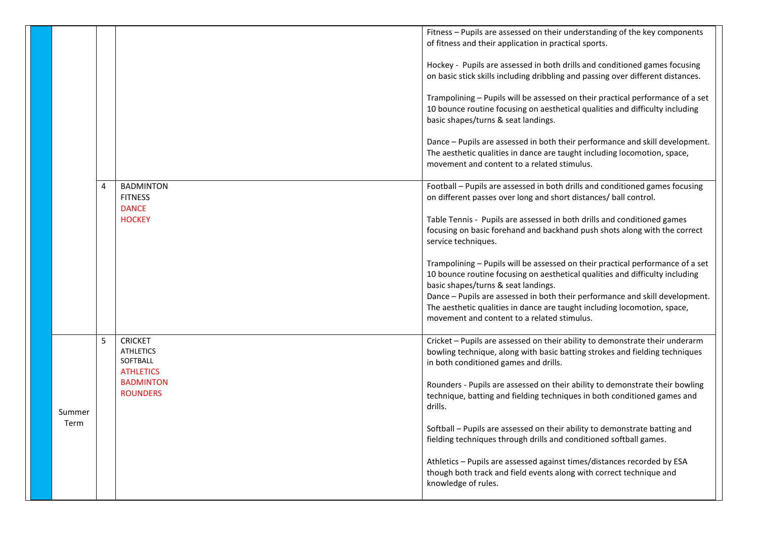| | | | | |
|---|---|---|---|---|
| | | | | Fitness – Pupils are assessed on their understanding of the key components of fitness and their application in practical sports.<br><br>Hockey - Pupils are assessed in both drills and conditioned games focusing on basic stick skills including dribbling and passing over different distances.<br><br>Trampolining – Pupils will be assessed on their practical performance of a set 10 bounce routine focusing on aesthetical qualities and difficulty including basic shapes/turns & seat landings.<br><br>Dance – Pupils are assessed in both their performance and skill development. The aesthetic qualities in dance are taught including locomotion, space, movement and content to a related stimulus. |
| | | 4 | BADMINTON<br>FITNESS<br>DANCE<br>HOCKEY | Football – Pupils are assessed in both drills and conditioned games focusing on different passes over long and short distances/ ball control.<br><br>Table Tennis - Pupils are assessed in both drills and conditioned games focusing on basic forehand and backhand push shots along with the correct service techniques.<br><br>Trampolining – Pupils will be assessed on their practical performance of a set 10 bounce routine focusing on aesthetical qualities and difficulty including basic shapes/turns & seat landings.<br>Dance – Pupils are assessed in both their performance and skill development. The aesthetic qualities in dance are taught including locomotion, space, movement and content to a related stimulus. |
| | Summer Term | 5 | CRICKET<br>ATHLETICS<br>SOFTBALL<br>ATHLETICS<br>BADMINTON<br>ROUNDERS | Cricket – Pupils are assessed on their ability to demonstrate their underarm bowling technique, along with basic batting strokes and fielding techniques in both conditioned games and drills.<br><br>Rounders - Pupils are assessed on their ability to demonstrate their bowling technique, batting and fielding techniques in both conditioned games and drills.<br><br>Softball – Pupils are assessed on their ability to demonstrate batting and fielding techniques through drills and conditioned softball games.<br><br>Athletics – Pupils are assessed against times/distances recorded by ESA though both track and field events along with correct technique and knowledge of rules. |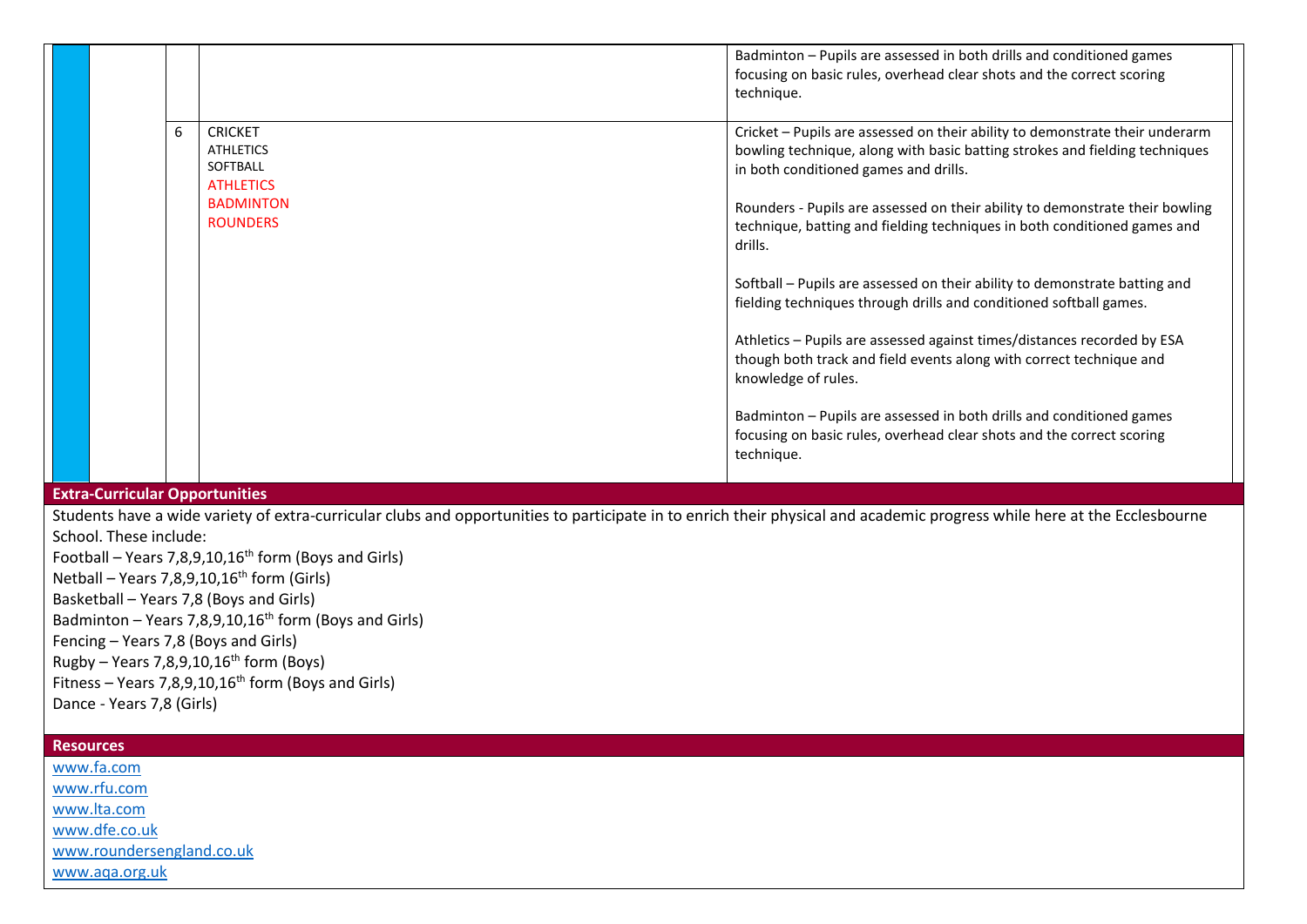| | | | | |
|---|---|---|---|---|
| | | | | Badminton – Pupils are assessed in both drills and conditioned games focusing on basic rules, overhead clear shots and the correct scoring technique. |
| | | 6 | CRICKET<br>ATHLETICS<br>SOFTBALL<br>ATHLETICS<br>BADMINTON<br>ROUNDERS | Cricket – Pupils are assessed on their ability to demonstrate their underarm bowling technique, along with basic batting strokes and fielding techniques in both conditioned games and drills.<br><br>Rounders - Pupils are assessed on their ability to demonstrate their bowling technique, batting and fielding techniques in both conditioned games and drills.<br><br>Softball – Pupils are assessed on their ability to demonstrate batting and fielding techniques through drills and conditioned softball games.<br><br>Athletics – Pupils are assessed against times/distances recorded by ESA though both track and field events along with correct technique and knowledge of rules.<br><br>Badminton – Pupils are assessed in both drills and conditioned games focusing on basic rules, overhead clear shots and the correct scoring technique. |

## Extra-Curricular Opportunities

Students have a wide variety of extra-curricular clubs and opportunities to participate in to enrich their physical and academic progress while here at the Ecclesbourne School. These include:

Football – Years 7,8,9,10,16th form (Boys and Girls)
Netball – Years 7,8,9,10,16th form (Girls)
Basketball – Years 7,8 (Boys and Girls)
Badminton – Years 7,8,9,10,16th form (Boys and Girls)
Fencing – Years 7,8 (Boys and Girls)
Rugby – Years 7,8,9,10,16th form (Boys)
Fitness – Years 7,8,9,10,16th form (Boys and Girls)
Dance - Years 7,8 (Girls)

## Resources

www.fa.com
www.rfu.com
www.lta.com
www.dfe.co.uk
www.roundersengland.co.uk
www.aqa.org.uk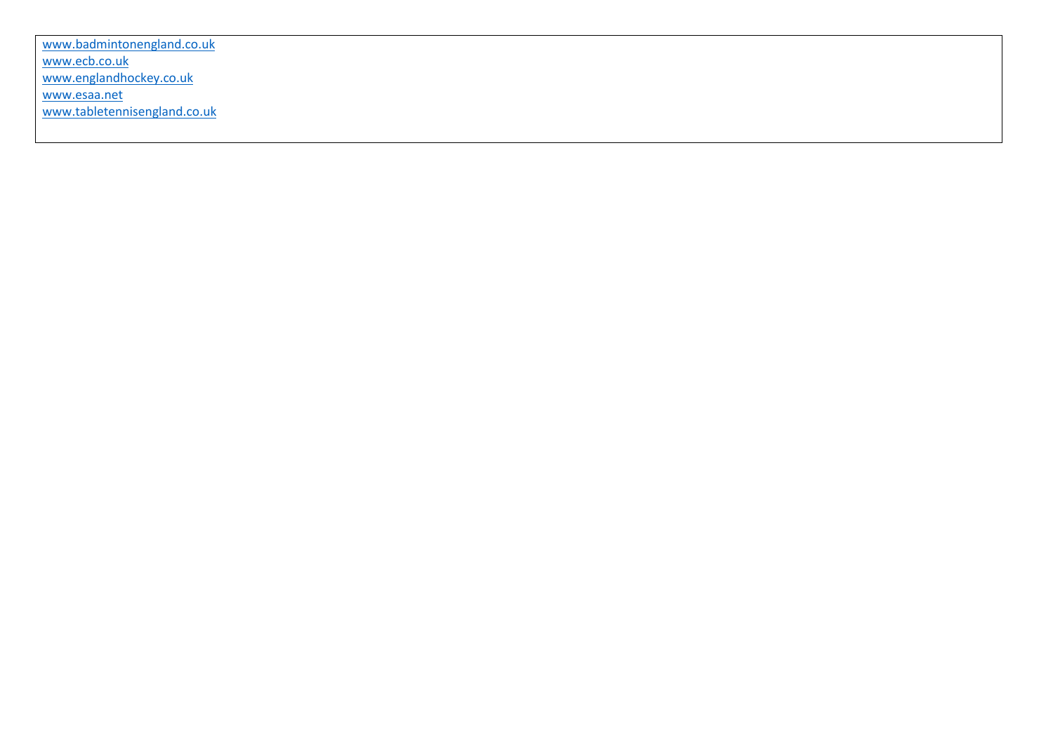www.badmintonengland.co.uk
www.ecb.co.uk
www.englandhockey.co.uk
www.esaa.net
www.tabletennisengland.co.uk